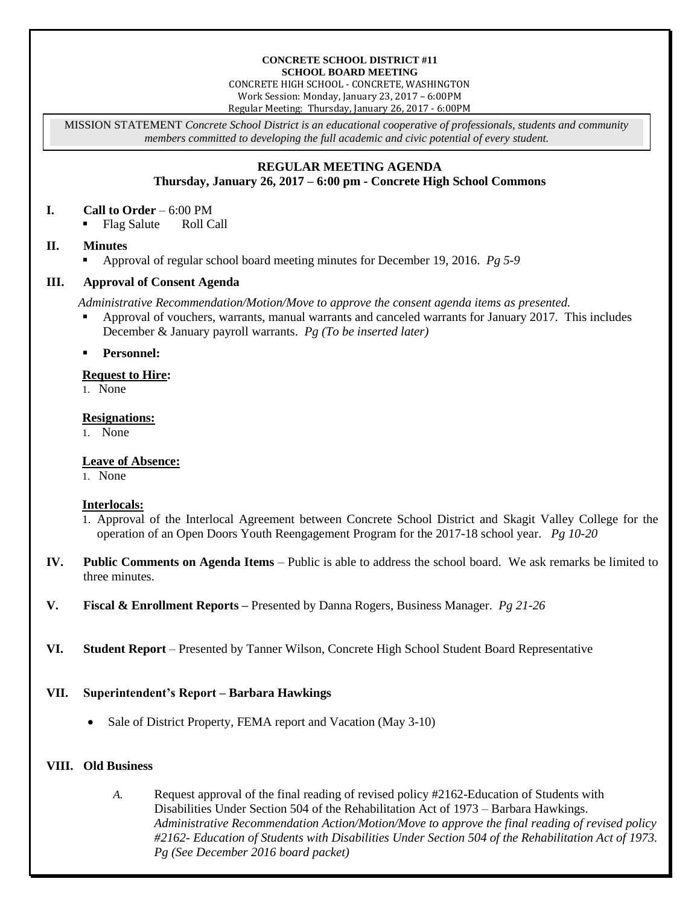**CONCRETE SCHOOL DISTRICT #11**
**SCHOOL BOARD MEETING**
CONCRETE HIGH SCHOOL - CONCRETE, WASHINGTON
Work Session: Monday, January 23, 2017 – 6:00PM
Regular Meeting: Thursday, January 26, 2017 - 6:00PM

MISSION STATEMENT *Concrete School District is an educational cooperative of professionals, students and community members committed to developing the full academic and civic potential of every student.*

## REGULAR MEETING AGENDA
### Thursday, January 26, 2017 – 6:00 pm - Concrete High School Commons

**I. Call to Order** – 6:00 PM

- Flag Salute   Roll Call

**II. Minutes**

- Approval of regular school board meeting minutes for December 19, 2016. *Pg 5-9*

**III. Approval of Consent Agenda**

*Administrative Recommendation/Motion/Move to approve the consent agenda items as presented.*

- Approval of vouchers, warrants, manual warrants and canceled warrants for January 2017. This includes December & January payroll warrants. *Pg (To be inserted later)*
- **Personnel:**

**Request to Hire:**

1. None

**Resignations:**

1. None

**Leave of Absence:**

1. None

**Interlocals:**

1. Approval of the Interlocal Agreement between Concrete School District and Skagit Valley College for the operation of an Open Doors Youth Reengagement Program for the 2017-18 school year. *Pg 10-20*

**IV. Public Comments on Agenda Items** – Public is able to address the school board. We ask remarks be limited to three minutes.

**V. Fiscal & Enrollment Reports –** Presented by Danna Rogers, Business Manager. *Pg 21-26*

**VI. Student Report** – Presented by Tanner Wilson, Concrete High School Student Board Representative

**VII. Superintendent's Report – Barbara Hawkings**

- Sale of District Property, FEMA report and Vacation (May 3-10)

**VIII. Old Business**

*A.* Request approval of the final reading of revised policy #2162-Education of Students with Disabilities Under Section 504 of the Rehabilitation Act of 1973 – Barbara Hawkings. *Administrative Recommendation Action/Motion/Move to approve the final reading of revised policy #2162- Education of Students with Disabilities Under Section 504 of the Rehabilitation Act of 1973. Pg (See December 2016 board packet)*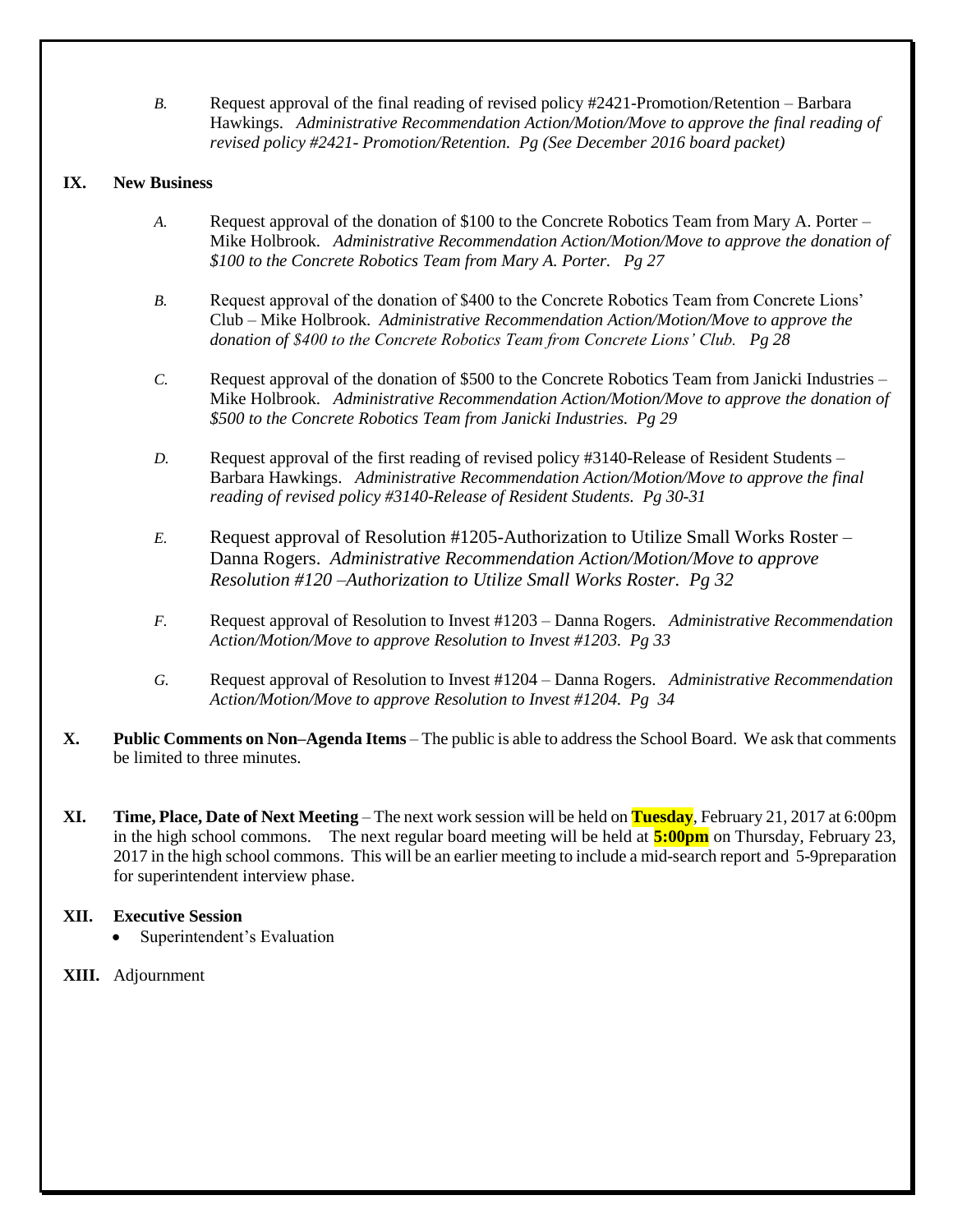*B.* Request approval of the final reading of revised policy #2421-Promotion/Retention – Barbara Hawkings. *Administrative Recommendation Action/Motion/Move to approve the final reading of revised policy #2421- Promotion/Retention. Pg (See December 2016 board packet)*

**IX. New Business**

*A.* Request approval of the donation of $100 to the Concrete Robotics Team from Mary A. Porter – Mike Holbrook. *Administrative Recommendation Action/Motion/Move to approve the donation of $100 to the Concrete Robotics Team from Mary A. Porter. Pg 27*

*B.* Request approval of the donation of $400 to the Concrete Robotics Team from Concrete Lions' Club – Mike Holbrook. *Administrative Recommendation Action/Motion/Move to approve the donation of $400 to the Concrete Robotics Team from Concrete Lions' Club. Pg 28*

*C.* Request approval of the donation of $500 to the Concrete Robotics Team from Janicki Industries – Mike Holbrook. *Administrative Recommendation Action/Motion/Move to approve the donation of $500 to the Concrete Robotics Team from Janicki Industries. Pg 29*

*D.* Request approval of the first reading of revised policy #3140-Release of Resident Students – Barbara Hawkings. *Administrative Recommendation Action/Motion/Move to approve the final reading of revised policy #3140-Release of Resident Students. Pg 30-31*

*E.* Request approval of Resolution #1205-Authorization to Utilize Small Works Roster – Danna Rogers. *Administrative Recommendation Action/Motion/Move to approve Resolution #120 –Authorization to Utilize Small Works Roster. Pg 32*

*F.* Request approval of Resolution to Invest #1203 – Danna Rogers. *Administrative Recommendation Action/Motion/Move to approve Resolution to Invest #1203. Pg 33*

*G.* Request approval of Resolution to Invest #1204 – Danna Rogers. *Administrative Recommendation Action/Motion/Move to approve Resolution to Invest #1204. Pg 34*

**X. Public Comments on Non–Agenda Items** – The public is able to address the School Board. We ask that comments be limited to three minutes.

**XI. Time, Place, Date of Next Meeting** – The next work session will be held on **Tuesday**, February 21, 2017 at 6:00pm in the high school commons. The next regular board meeting will be held at **5:00pm** on Thursday, February 23, 2017 in the high school commons. This will be an earlier meeting to include a mid-search report and 5-9preparation for superintendent interview phase.

**XII. Executive Session**

- Superintendent's Evaluation

**XIII.** Adjournment